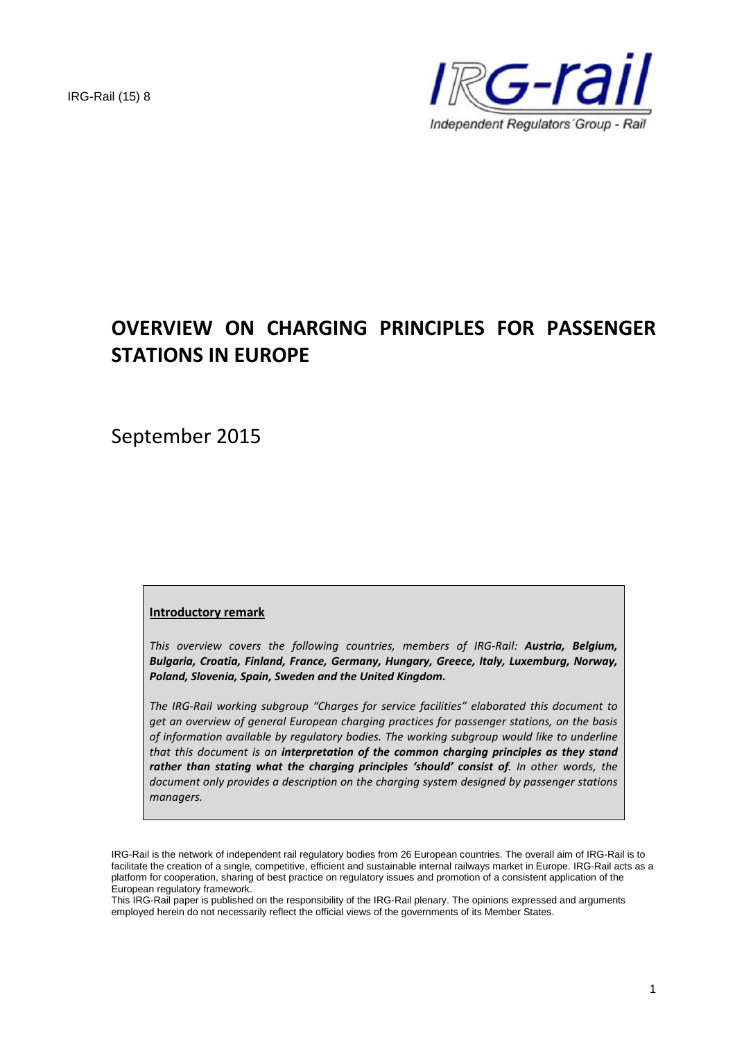IRG-Rail (15) 8

# OVERVIEW ON CHARGING PRINCIPLES FOR PASSENGER STATIONS IN EUROPE

September 2015

**Introductory remark**

*This overview covers the following countries, members of IRG-Rail: **Austria, Belgium, Bulgaria, Croatia, Finland, France, Germany, Hungary, Greece, Italy, Luxemburg, Norway, Poland, Slovenia, Spain, Sweden and the United Kingdom.***

*The IRG-Rail working subgroup "Charges for service facilities" elaborated this document to get an overview of general European charging practices for passenger stations, on the basis of information available by regulatory bodies. The working subgroup would like to underline that this document is an **interpretation of the common charging principles as they stand rather than stating what the charging principles 'should' consist of**. In other words, the document only provides a description on the charging system designed by passenger stations managers.*

IRG-Rail is the network of independent rail regulatory bodies from 26 European countries. The overall aim of IRG-Rail is to facilitate the creation of a single, competitive, efficient and sustainable internal railways market in Europe. IRG-Rail acts as a platform for cooperation, sharing of best practice on regulatory issues and promotion of a consistent application of the European regulatory framework.

This IRG-Rail paper is published on the responsibility of the IRG-Rail plenary. The opinions expressed and arguments employed herein do not necessarily reflect the official views of the governments of its Member States.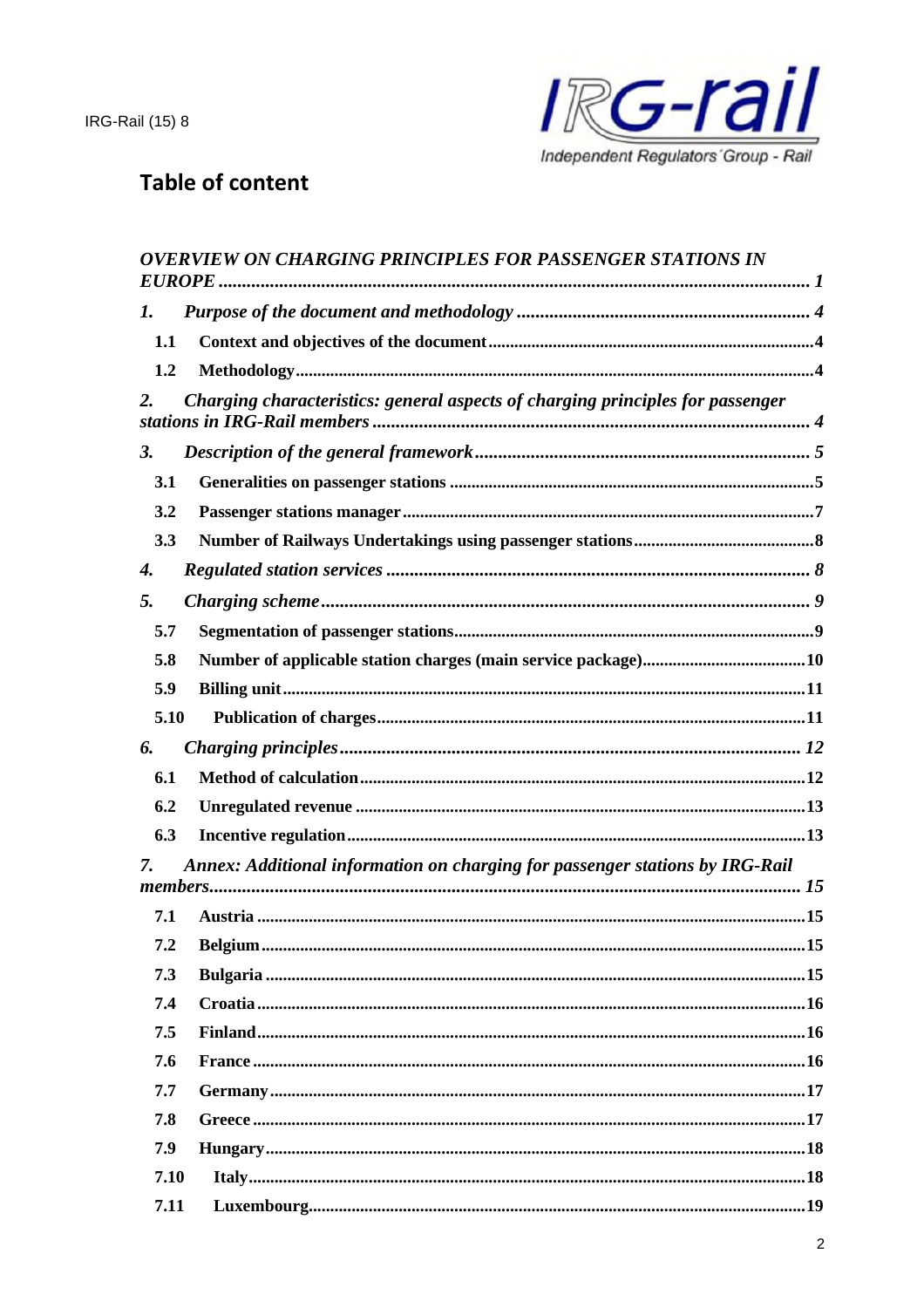## Table of content

*OVERVIEW ON CHARGING PRINCIPLES FOR PASSENGER STATIONS IN EUROPE* ........ *1*

*1. Purpose of the document and methodology* ........ *4*

- **1.1 Context and objectives of the document** ........ 4
- **1.2 Methodology** ........ 4

*2. Charging characteristics: general aspects of charging principles for passenger stations in IRG-Rail members* ........ *4*

*3. Description of the general framework* ........ *5*

- **3.1 Generalities on passenger stations** ........ 5
- **3.2 Passenger stations manager** ........ 7
- **3.3 Number of Railways Undertakings using passenger stations** ........ 8

*4. Regulated station services* ........ *8*

*5. Charging scheme* ........ *9*

- **5.7 Segmentation of passenger stations** ........ 9
- **5.8 Number of applicable station charges (main service package)** ........ 10
- **5.9 Billing unit** ........ 11
- **5.10 Publication of charges** ........ 11

*6. Charging principles* ........ *12*

- **6.1 Method of calculation** ........ 12
- **6.2 Unregulated revenue** ........ 13
- **6.3 Incentive regulation** ........ 13

*7. Annex: Additional information on charging for passenger stations by IRG-Rail members* ........ *15*

- **7.1 Austria** ........ 15
- **7.2 Belgium** ........ 15
- **7.3 Bulgaria** ........ 15
- **7.4 Croatia** ........ 16
- **7.5 Finland** ........ 16
- **7.6 France** ........ 16
- **7.7 Germany** ........ 17
- **7.8 Greece** ........ 17
- **7.9 Hungary** ........ 18
- **7.10 Italy** ........ 18
- **7.11 Luxembourg** ........ 19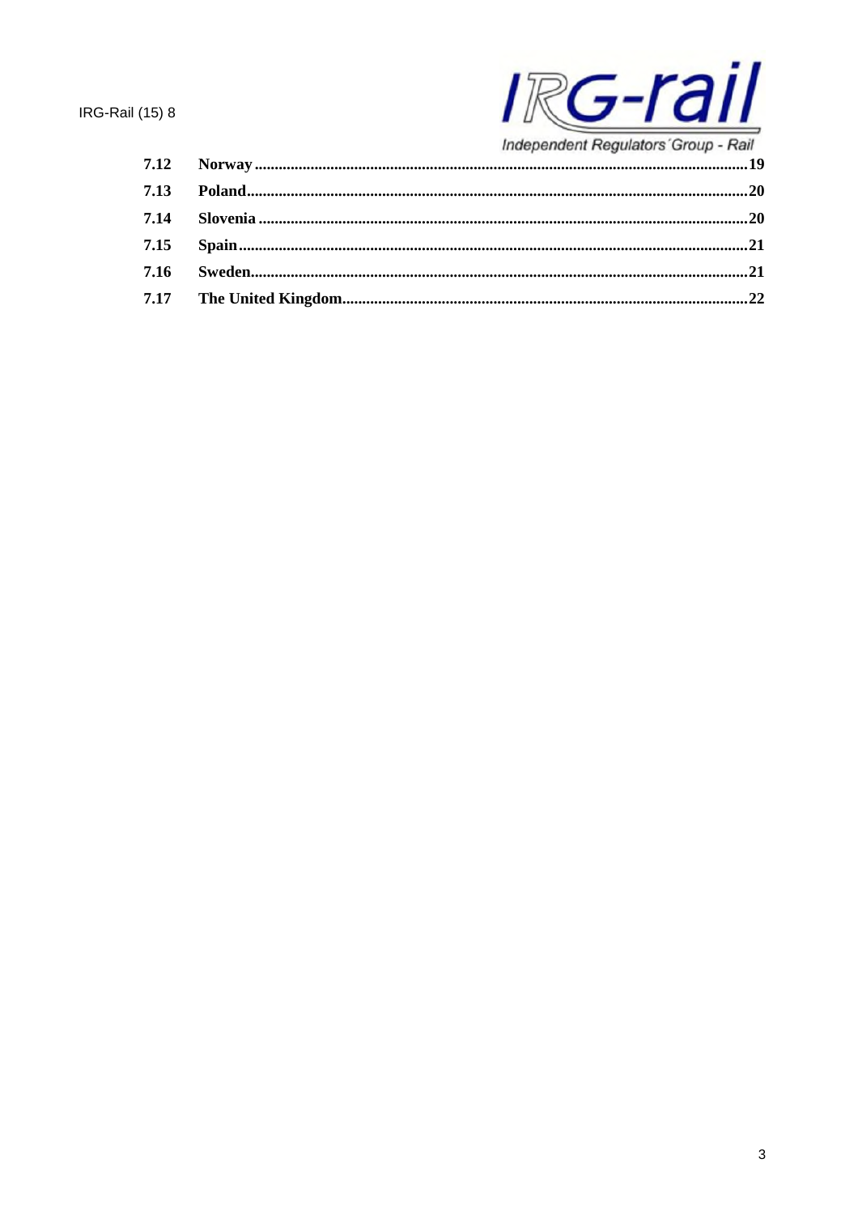| | | |
|---|---|---|
| 7.12 | **Norway** | 19 |
| 7.13 | **Poland** | 20 |
| 7.14 | **Slovenia** | 20 |
| 7.15 | **Spain** | 21 |
| 7.16 | **Sweden** | 21 |
| 7.17 | **The United Kingdom** | 22 |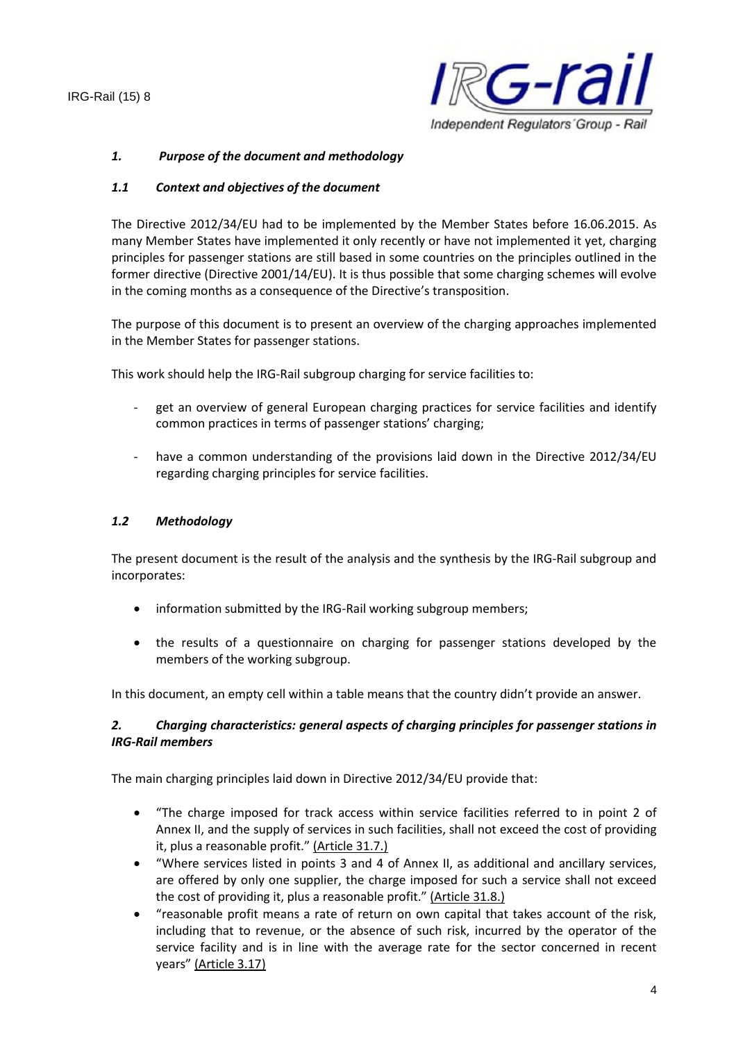## *1. Purpose of the document and methodology*

### *1.1 Context and objectives of the document*

The Directive 2012/34/EU had to be implemented by the Member States before 16.06.2015. As many Member States have implemented it only recently or have not implemented it yet, charging principles for passenger stations are still based in some countries on the principles outlined in the former directive (Directive 2001/14/EU). It is thus possible that some charging schemes will evolve in the coming months as a consequence of the Directive's transposition.

The purpose of this document is to present an overview of the charging approaches implemented in the Member States for passenger stations.

This work should help the IRG-Rail subgroup charging for service facilities to:

- get an overview of general European charging practices for service facilities and identify common practices in terms of passenger stations' charging;
- have a common understanding of the provisions laid down in the Directive 2012/34/EU regarding charging principles for service facilities.

### *1.2 Methodology*

The present document is the result of the analysis and the synthesis by the IRG-Rail subgroup and incorporates:

- information submitted by the IRG-Rail working subgroup members;
- the results of a questionnaire on charging for passenger stations developed by the members of the working subgroup.

In this document, an empty cell within a table means that the country didn't provide an answer.

## *2. Charging characteristics: general aspects of charging principles for passenger stations in IRG-Rail members*

The main charging principles laid down in Directive 2012/34/EU provide that:

- "The charge imposed for track access within service facilities referred to in point 2 of Annex II, and the supply of services in such facilities, shall not exceed the cost of providing it, plus a reasonable profit." (Article 31.7.)
- "Where services listed in points 3 and 4 of Annex II, as additional and ancillary services, are offered by only one supplier, the charge imposed for such a service shall not exceed the cost of providing it, plus a reasonable profit." (Article 31.8.)
- "reasonable profit means a rate of return on own capital that takes account of the risk, including that to revenue, or the absence of such risk, incurred by the operator of the service facility and is in line with the average rate for the sector concerned in recent years" (Article 3.17)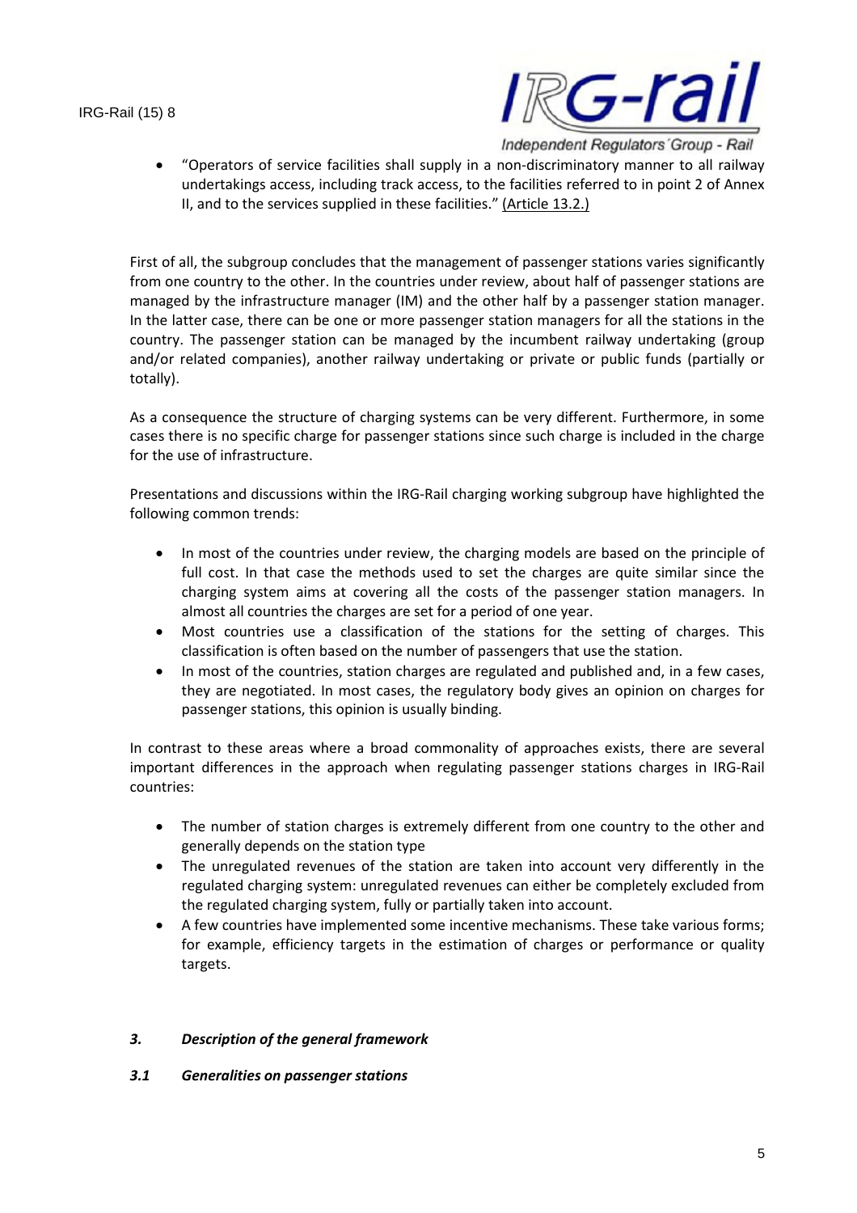- "Operators of service facilities shall supply in a non-discriminatory manner to all railway undertakings access, including track access, to the facilities referred to in point 2 of Annex II, and to the services supplied in these facilities." (Article 13.2.)

First of all, the subgroup concludes that the management of passenger stations varies significantly from one country to the other. In the countries under review, about half of passenger stations are managed by the infrastructure manager (IM) and the other half by a passenger station manager. In the latter case, there can be one or more passenger station managers for all the stations in the country. The passenger station can be managed by the incumbent railway undertaking (group and/or related companies), another railway undertaking or private or public funds (partially or totally).

As a consequence the structure of charging systems can be very different. Furthermore, in some cases there is no specific charge for passenger stations since such charge is included in the charge for the use of infrastructure.

Presentations and discussions within the IRG-Rail charging working subgroup have highlighted the following common trends:

- In most of the countries under review, the charging models are based on the principle of full cost. In that case the methods used to set the charges are quite similar since the charging system aims at covering all the costs of the passenger station managers. In almost all countries the charges are set for a period of one year.
- Most countries use a classification of the stations for the setting of charges. This classification is often based on the number of passengers that use the station.
- In most of the countries, station charges are regulated and published and, in a few cases, they are negotiated. In most cases, the regulatory body gives an opinion on charges for passenger stations, this opinion is usually binding.

In contrast to these areas where a broad commonality of approaches exists, there are several important differences in the approach when regulating passenger stations charges in IRG-Rail countries:

- The number of station charges is extremely different from one country to the other and generally depends on the station type
- The unregulated revenues of the station are taken into account very differently in the regulated charging system: unregulated revenues can either be completely excluded from the regulated charging system, fully or partially taken into account.
- A few countries have implemented some incentive mechanisms. These take various forms; for example, efficiency targets in the estimation of charges or performance or quality targets.

## *3. Description of the general framework*

### *3.1 Generalities on passenger stations*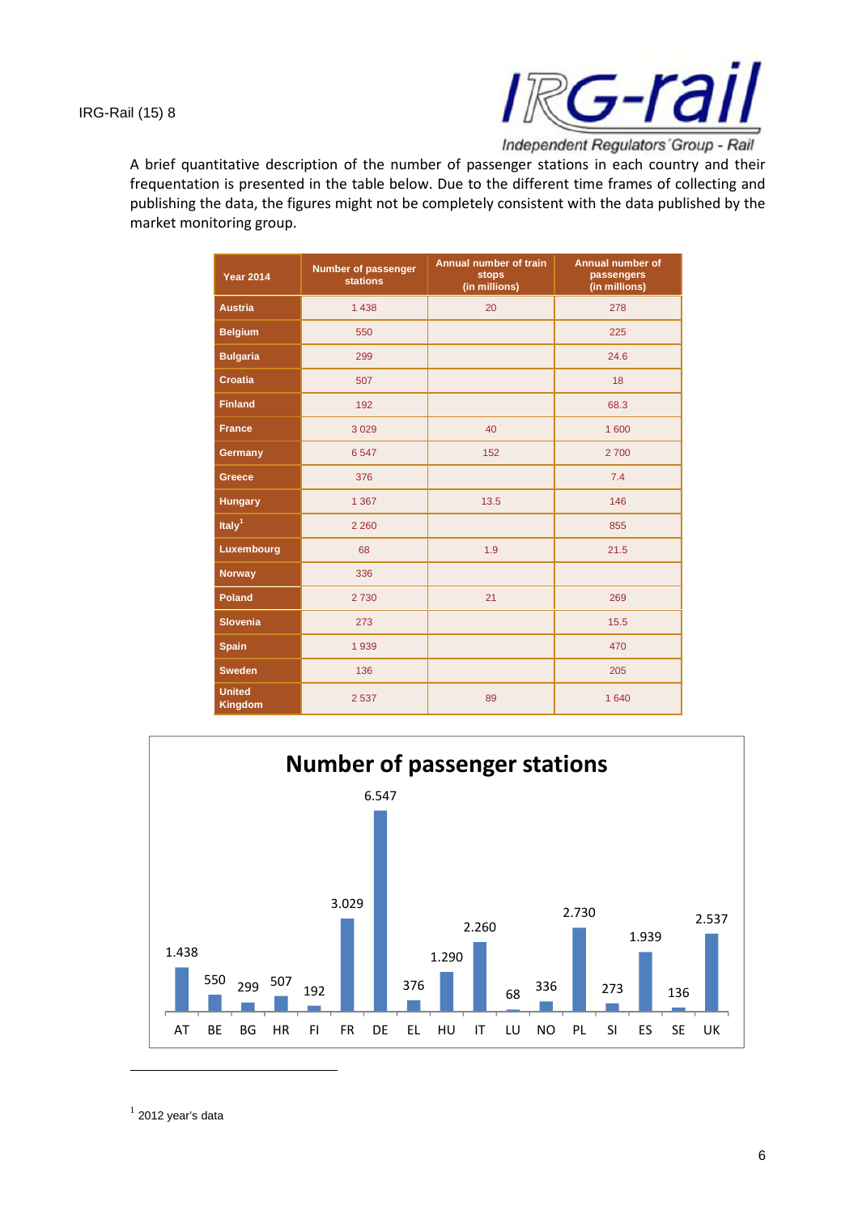A brief quantitative description of the number of passenger stations in each country and their frequentation is presented in the table below. Due to the different time frames of collecting and publishing the data, the figures might not be completely consistent with the data published by the market monitoring group.

| Year 2014 | Number of passenger stations | Annual number of train stops (in millions) | Annual number of passengers (in millions) |
|---|---|---|---|
| Austria | 1 438 | 20 | 278 |
| Belgium | 550 | | 225 |
| Bulgaria | 299 | | 24.6 |
| Croatia | 507 | | 18 |
| Finland | 192 | | 68.3 |
| France | 3 029 | 40 | 1 600 |
| Germany | 6 547 | 152 | 2 700 |
| Greece | 376 | | 7.4 |
| Hungary | 1 367 | 13.5 | 146 |
| Italy[1] | 2 260 | | 855 |
| Luxembourg | 68 | 1.9 | 21.5 |
| Norway | 336 | | |
| Poland | 2 730 | 21 | 269 |
| Slovenia | 273 | | 15.5 |
| Spain | 1 939 | | 470 |
| Sweden | 136 | | 205 |
| United Kingdom | 2 537 | 89 | 1 640 |

**Number of passenger stations**

| AT | BE | BG | HR | FI | FR | DE | EL | HU | IT | LU | NO | PL | SI | ES | SE | UK |
|---|---|---|---|---|---|---|---|---|---|---|---|---|---|---|---|---|
| 1.438 | 550 | 299 | 507 | 192 | 3.029 | 6.547 | 376 | 1.290 | 2.260 | 68 | 336 | 2.730 | 273 | 1.939 | 136 | 2.537 |

[1] 2012 year's data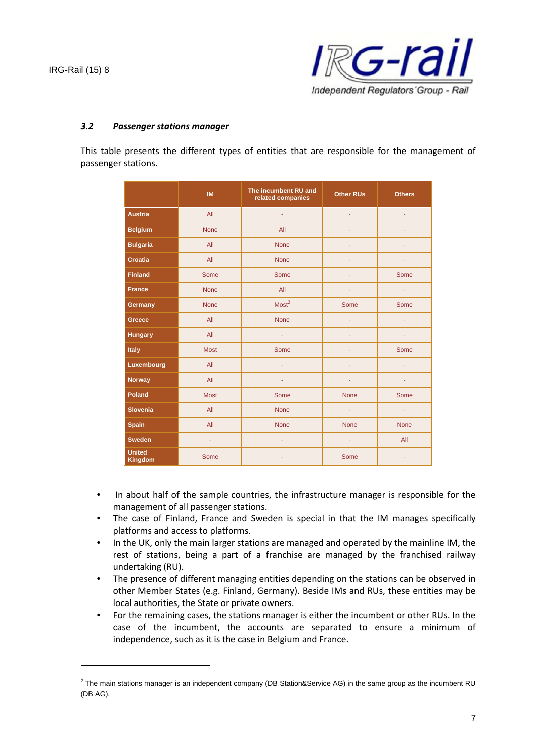### 3.2 *Passenger stations manager*

This table presents the different types of entities that are responsible for the management of passenger stations.

| | IM | The incumbent RU and related companies | Other RUs | Others |
|---|---|---|---|---|
| Austria | All | - | - | - |
| Belgium | None | All | - | - |
| Bulgaria | All | None | - | - |
| Croatia | All | None | - | - |
| Finland | Some | Some | - | Some |
| France | None | All | - | - |
| Germany | None | Most[2] | Some | Some |
| Greece | All | None | - | - |
| Hungary | All | - | - | - |
| Italy | Most | Some | - | Some |
| Luxembourg | All | - | - | - |
| Norway | All | - | - | - |
| Poland | Most | Some | None | Some |
| Slovenia | All | None | - | - |
| Spain | All | None | None | None |
| Sweden | - | - | - | All |
| United Kingdom | Some | - | Some | - |

- In about half of the sample countries, the infrastructure manager is responsible for the management of all passenger stations.
- The case of Finland, France and Sweden is special in that the IM manages specifically platforms and access to platforms.
- In the UK, only the main larger stations are managed and operated by the mainline IM, the rest of stations, being a part of a franchise are managed by the franchised railway undertaking (RU).
- The presence of different managing entities depending on the stations can be observed in other Member States (e.g. Finland, Germany). Beside IMs and RUs, these entities may be local authorities, the State or private owners.
- For the remaining cases, the stations manager is either the incumbent or other RUs. In the case of the incumbent, the accounts are separated to ensure a minimum of independence, such as it is the case in Belgium and France.

---

[2] The main stations manager is an independent company (DB Station&Service AG) in the same group as the incumbent RU (DB AG).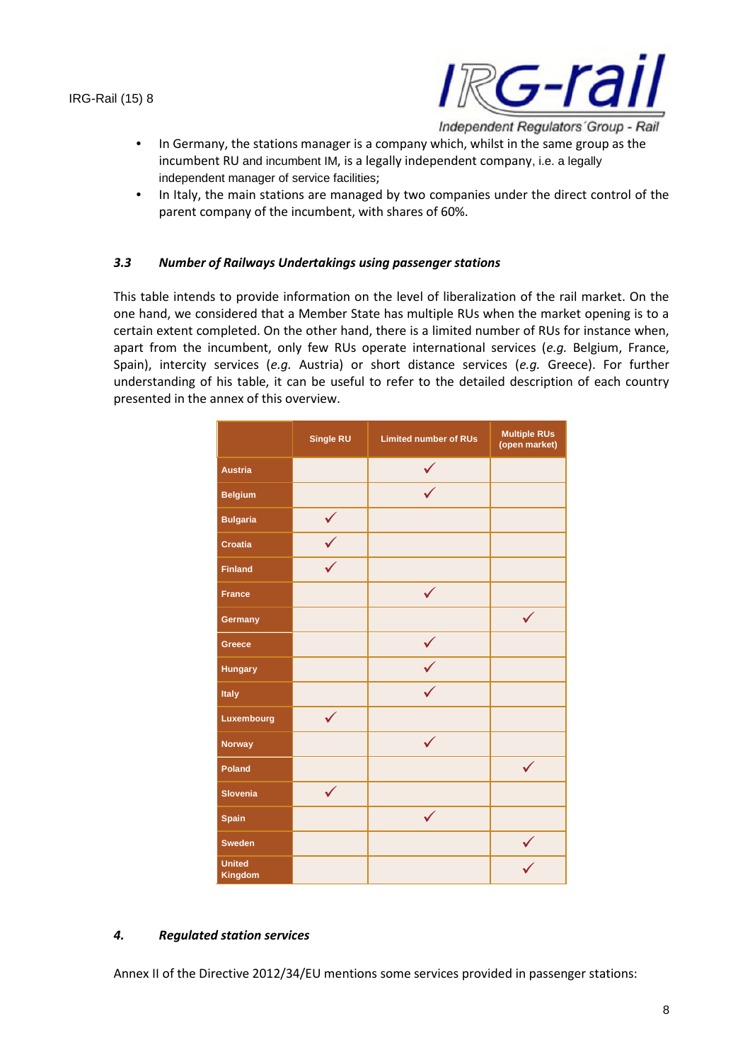- In Germany, the stations manager is a company which, whilst in the same group as the incumbent RU and incumbent IM, is a legally independent company, i.e. a legally independent manager of service facilities;
- In Italy, the main stations are managed by two companies under the direct control of the parent company of the incumbent, with shares of 60%.

### *3.3 Number of Railways Undertakings using passenger stations*

This table intends to provide information on the level of liberalization of the rail market. On the one hand, we considered that a Member State has multiple RUs when the market opening is to a certain extent completed. On the other hand, there is a limited number of RUs for instance when, apart from the incumbent, only few RUs operate international services (*e.g.* Belgium, France, Spain), intercity services (*e.g.* Austria) or short distance services (*e.g.* Greece). For further understanding of his table, it can be useful to refer to the detailed description of each country presented in the annex of this overview.

| | Single RU | Limited number of RUs | Multiple RUs (open market) |
|---|---|---|---|
| Austria | | ✓ | |
| Belgium | | ✓ | |
| Bulgaria | ✓ | | |
| Croatia | ✓ | | |
| Finland | ✓ | | |
| France | | ✓ | |
| Germany | | | ✓ |
| Greece | | ✓ | |
| Hungary | | ✓ | |
| Italy | | ✓ | |
| Luxembourg | ✓ | | |
| Norway | | ✓ | |
| Poland | | | ✓ |
| Slovenia | ✓ | | |
| Spain | | ✓ | |
| Sweden | | | ✓ |
| United Kingdom | | | ✓ |

## *4. Regulated station services*

Annex II of the Directive 2012/34/EU mentions some services provided in passenger stations: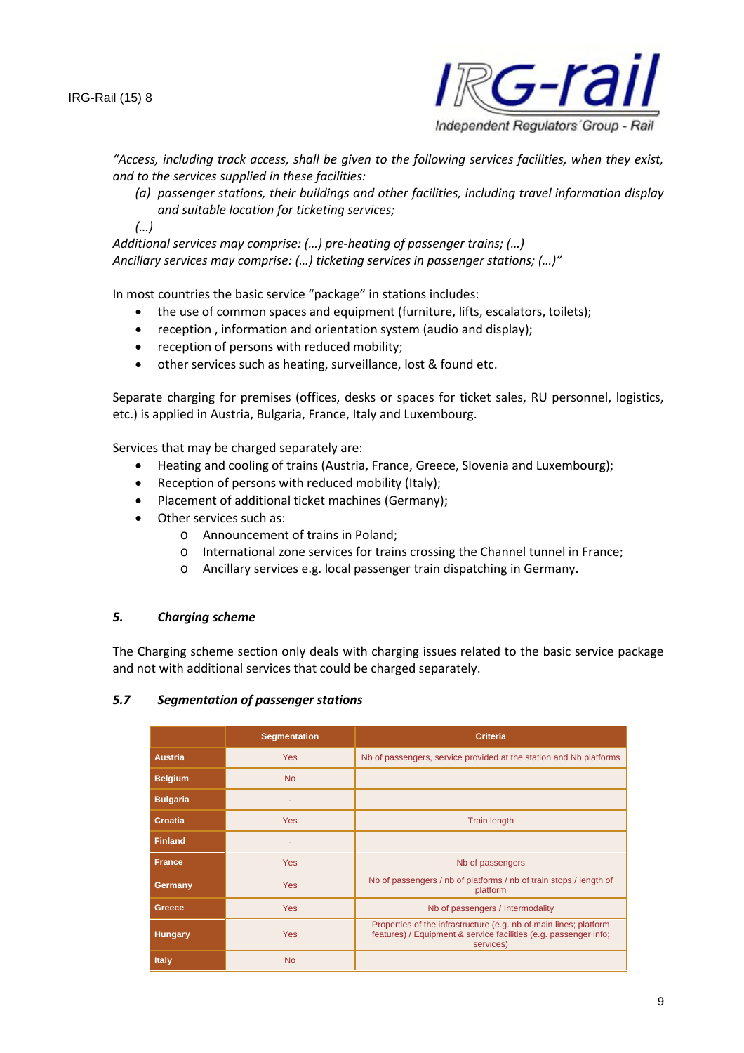*"Access, including track access, shall be given to the following services facilities, when they exist, and to the services supplied in these facilities:*

*(a) passenger stations, their buildings and other facilities, including travel information display and suitable location for ticketing services;*

*(…)*

*Additional services may comprise: (…) pre-heating of passenger trains; (…)*
*Ancillary services may comprise: (…) ticketing services in passenger stations; (…)"*

In most countries the basic service "package" in stations includes:

- the use of common spaces and equipment (furniture, lifts, escalators, toilets);
- reception , information and orientation system (audio and display);
- reception of persons with reduced mobility;
- other services such as heating, surveillance, lost & found etc.

Separate charging for premises (offices, desks or spaces for ticket sales, RU personnel, logistics, etc.) is applied in Austria, Bulgaria, France, Italy and Luxembourg.

Services that may be charged separately are:

- Heating and cooling of trains (Austria, France, Greece, Slovenia and Luxembourg);
- Reception of persons with reduced mobility (Italy);
- Placement of additional ticket machines (Germany);
- Other services such as:
  - Announcement of trains in Poland;
  - International zone services for trains crossing the Channel tunnel in France;
  - Ancillary services e.g. local passenger train dispatching in Germany.

## 5. *Charging scheme*

The Charging scheme section only deals with charging issues related to the basic service package and not with additional services that could be charged separately.

### 5.7 *Segmentation of passenger stations*

| | Segmentation | Criteria |
|---|---|---|
| **Austria** | Yes | Nb of passengers, service provided at the station and Nb platforms |
| **Belgium** | No | |
| **Bulgaria** | - | |
| **Croatia** | Yes | Train length |
| **Finland** | - | |
| **France** | Yes | Nb of passengers |
| **Germany** | Yes | Nb of passengers / nb of platforms / nb of train stops / length of platform |
| **Greece** | Yes | Nb of passengers / Intermodality |
| **Hungary** | Yes | Properties of the infrastructure (e.g. nb of main lines; platform features) / Equipment & service facilities (e.g. passenger info; services) |
| **Italy** | No | |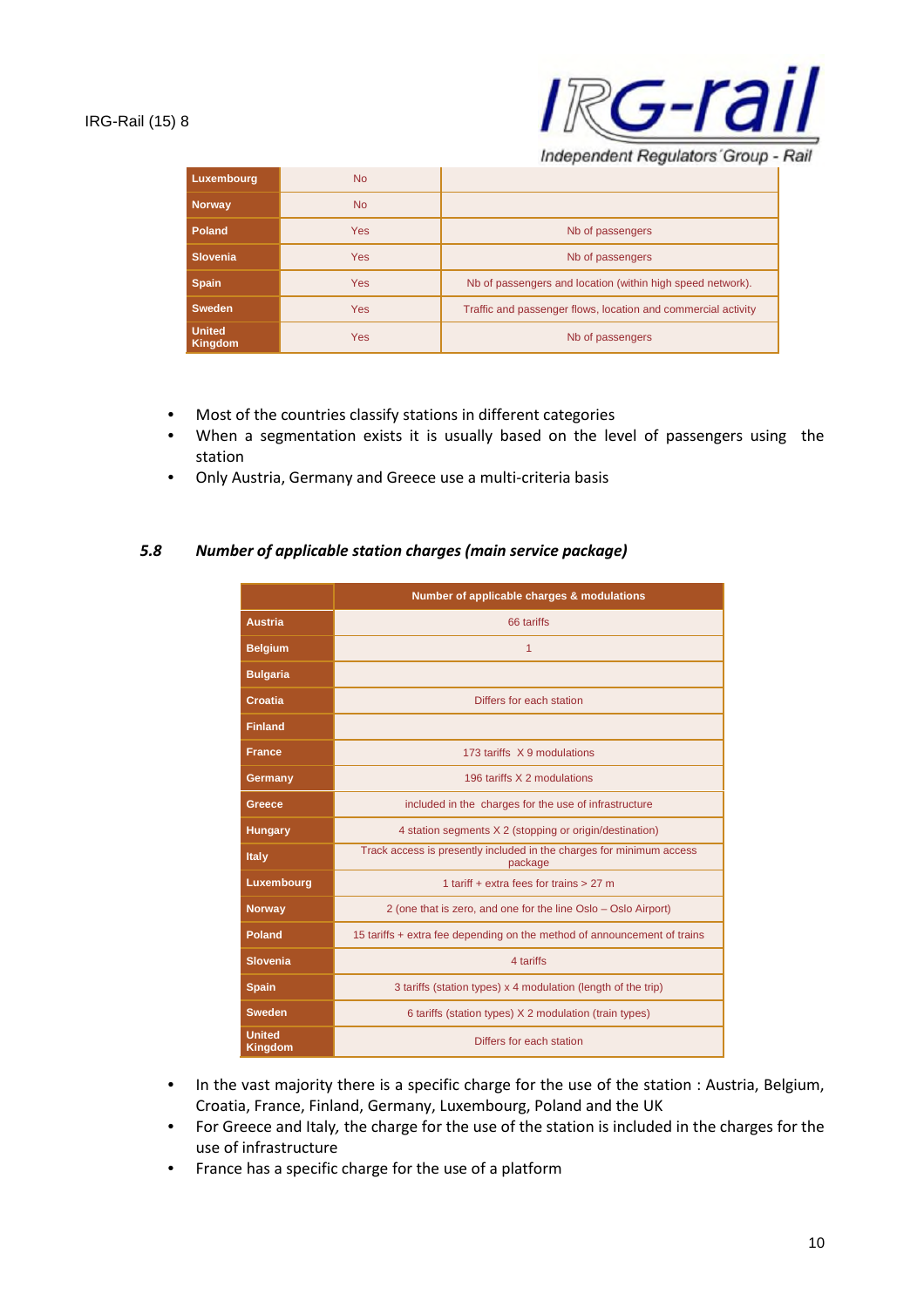| Luxembourg | No | |
|---|---|---|
| Norway | No | |
| Poland | Yes | Nb of passengers |
| Slovenia | Yes | Nb of passengers |
| Spain | Yes | Nb of passengers and location (within high speed network). |
| Sweden | Yes | Traffic and passenger flows, location and commercial activity |
| United Kingdom | Yes | Nb of passengers |

- Most of the countries classify stations in different categories
- When a segmentation exists it is usually based on the level of passengers using the station
- Only Austria, Germany and Greece use a multi-criteria basis

### *5.8 Number of applicable station charges (main service package)*

| | Number of applicable charges & modulations |
|---|---|
| Austria | 66 tariffs |
| Belgium | 1 |
| Bulgaria | |
| Croatia | Differs for each station |
| Finland | |
| France | 173 tariffs X 9 modulations |
| Germany | 196 tariffs X 2 modulations |
| Greece | included in the charges for the use of infrastructure |
| Hungary | 4 station segments X 2 (stopping or origin/destination) |
| Italy | Track access is presently included in the charges for minimum access package |
| Luxembourg | 1 tariff + extra fees for trains > 27 m |
| Norway | 2 (one that is zero, and one for the line Oslo – Oslo Airport) |
| Poland | 15 tariffs + extra fee depending on the method of announcement of trains |
| Slovenia | 4 tariffs |
| Spain | 3 tariffs (station types) x 4 modulation (length of the trip) |
| Sweden | 6 tariffs (station types) X 2 modulation (train types) |
| United Kingdom | Differs for each station |

- In the vast majority there is a specific charge for the use of the station : Austria, Belgium, Croatia, France, Finland, Germany, Luxembourg, Poland and the UK
- For Greece and Italy, the charge for the use of the station is included in the charges for the use of infrastructure
- France has a specific charge for the use of a platform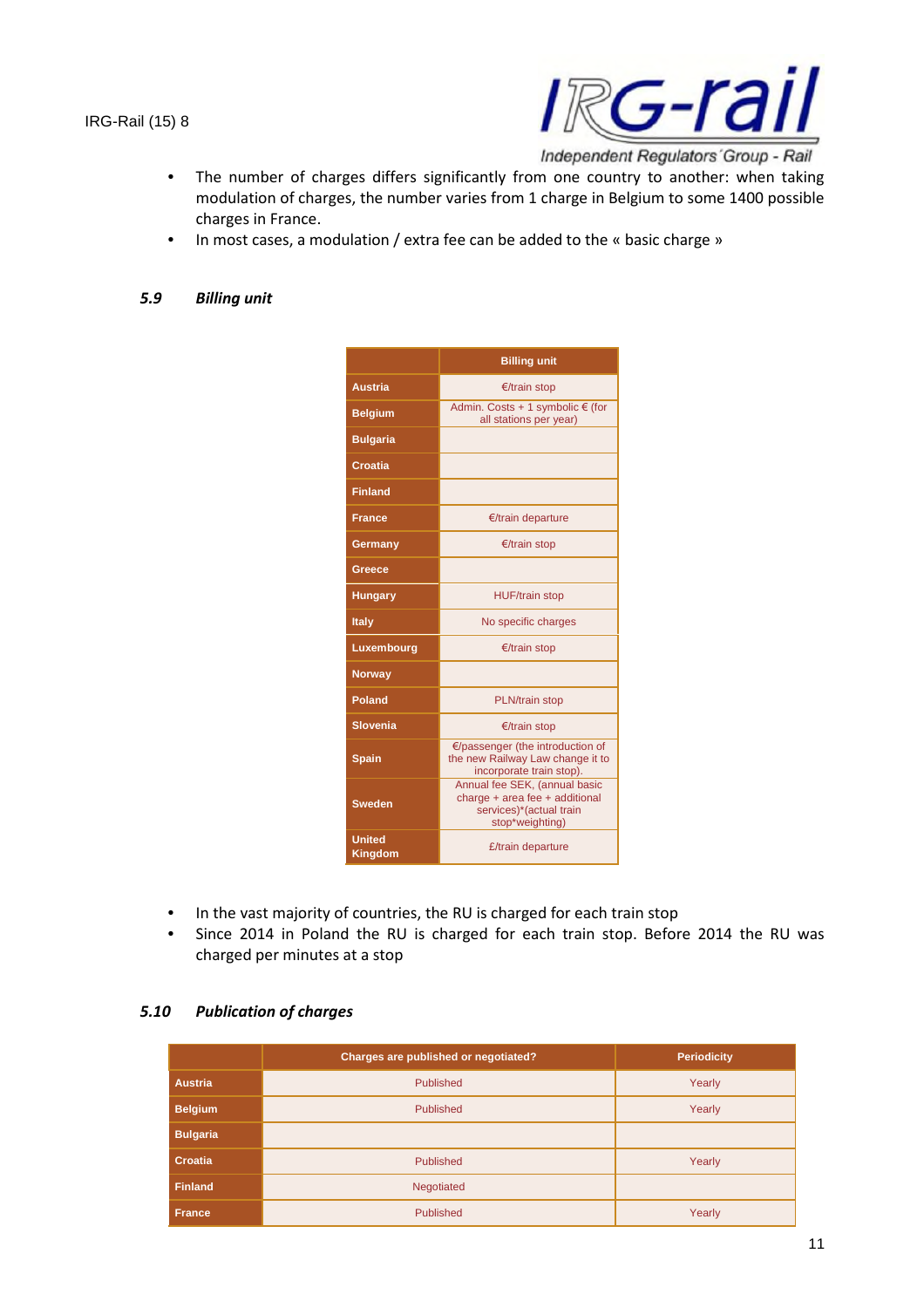- The number of charges differs significantly from one country to another: when taking modulation of charges, the number varies from 1 charge in Belgium to some 1400 possible charges in France.
- In most cases, a modulation / extra fee can be added to the « basic charge »

### 5.9 *Billing unit*

| | Billing unit |
|---|---|
| Austria | €/train stop |
| Belgium | Admin. Costs + 1 symbolic € (for all stations per year) |
| Bulgaria | |
| Croatia | |
| Finland | |
| France | €/train departure |
| Germany | €/train stop |
| Greece | |
| Hungary | HUF/train stop |
| Italy | No specific charges |
| Luxembourg | €/train stop |
| Norway | |
| Poland | PLN/train stop |
| Slovenia | €/train stop |
| Spain | €/passenger (the introduction of the new Railway Law change it to incorporate train stop). |
| Sweden | Annual fee SEK, (annual basic charge + area fee + additional services)*(actual train stop*weighting) |
| United Kingdom | £/train departure |

- In the vast majority of countries, the RU is charged for each train stop
- Since 2014 in Poland the RU is charged for each train stop. Before 2014 the RU was charged per minutes at a stop

### 5.10 *Publication of charges*

| | Charges are published or negotiated? | Periodicity |
|---|---|---|
| Austria | Published | Yearly |
| Belgium | Published | Yearly |
| Bulgaria | | |
| Croatia | Published | Yearly |
| Finland | Negotiated | |
| France | Published | Yearly |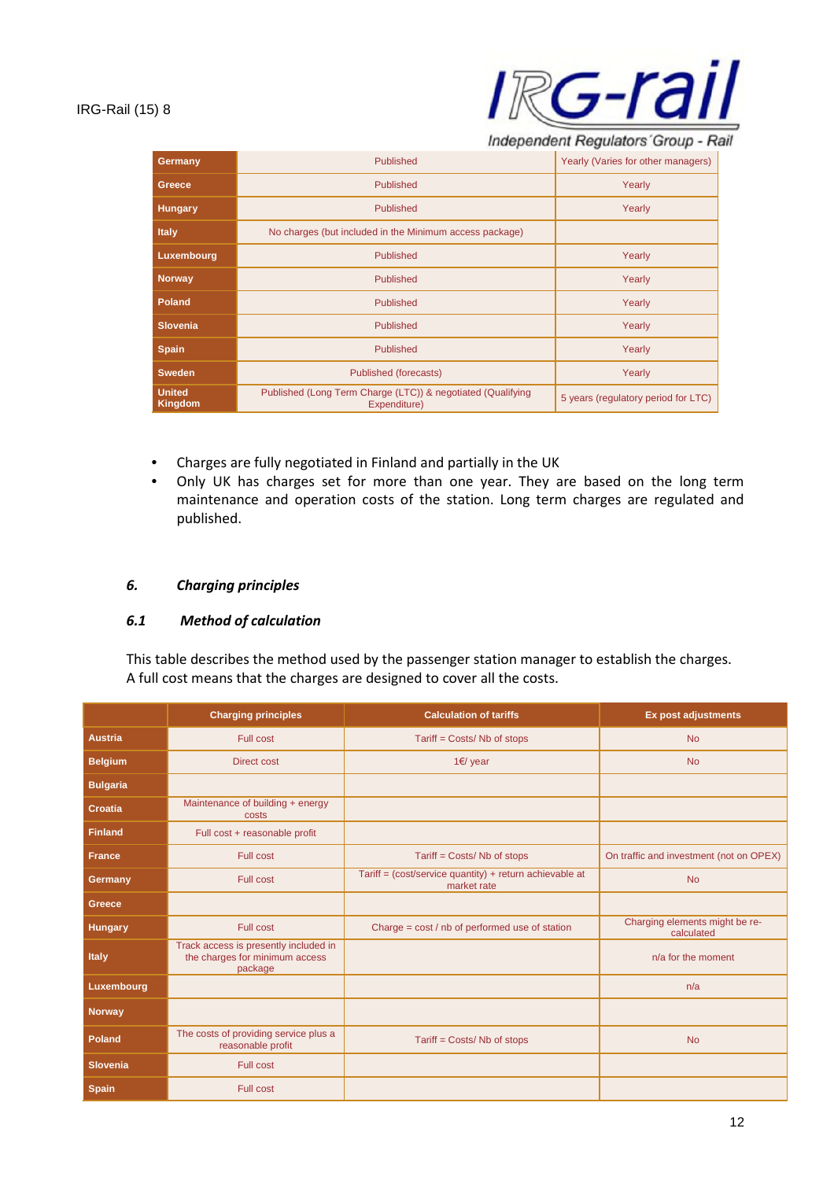| Germany | Published | Yearly (Varies for other managers) |
|---|---|---|
| Greece | Published | Yearly |
| Hungary | Published | Yearly |
| Italy | No charges (but included in the Minimum access package) | |
| Luxembourg | Published | Yearly |
| Norway | Published | Yearly |
| Poland | Published | Yearly |
| Slovenia | Published | Yearly |
| Spain | Published | Yearly |
| Sweden | Published (forecasts) | Yearly |
| United Kingdom | Published (Long Term Charge (LTC)) & negotiated (Qualifying Expenditure) | 5 years (regulatory period for LTC) |

- Charges are fully negotiated in Finland and partially in the UK
- Only UK has charges set for more than one year. They are based on the long term maintenance and operation costs of the station. Long term charges are regulated and published.

## *6. Charging principles*

### *6.1 Method of calculation*

This table describes the method used by the passenger station manager to establish the charges. A full cost means that the charges are designed to cover all the costs.

| | Charging principles | Calculation of tariffs | Ex post adjustments |
|---|---|---|---|
| Austria | Full cost | Tariff = Costs/ Nb of stops | No |
| Belgium | Direct cost | 1€/ year | No |
| Bulgaria | | | |
| Croatia | Maintenance of building + energy costs | | |
| Finland | Full cost + reasonable profit | | |
| France | Full cost | Tariff = Costs/ Nb of stops | On traffic and investment (not on OPEX) |
| Germany | Full cost | Tariff = (cost/service quantity) + return achievable at market rate | No |
| Greece | | | |
| Hungary | Full cost | Charge = cost / nb of performed use of station | Charging elements might be re-calculated |
| Italy | Track access is presently included in the charges for minimum access package | | n/a for the moment |
| Luxembourg | | | n/a |
| Norway | | | |
| Poland | The costs of providing service plus a reasonable profit | Tariff = Costs/ Nb of stops | No |
| Slovenia | Full cost | | |
| Spain | Full cost | | |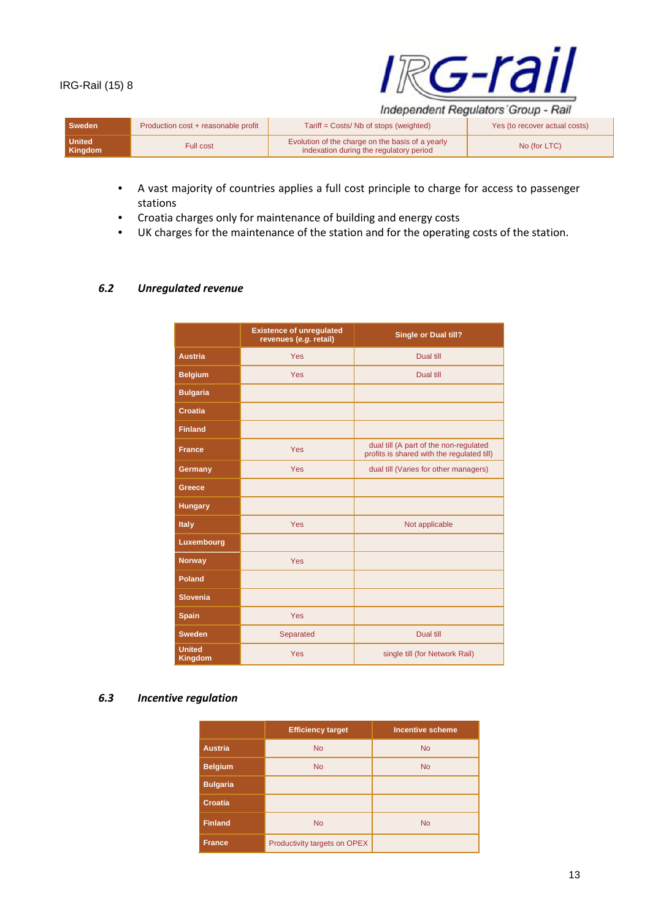| | | | |
|---|---|---|---|
| **Sweden** | Production cost + reasonable profit | Tariff = Costs/ Nb of stops (weighted) | Yes (to recover actual costs) |
| **United Kingdom** | Full cost | Evolution of the charge on the basis of a yearly indexation during the regulatory period | No (for LTC) |

- A vast majority of countries applies a full cost principle to charge for access to passenger stations
- Croatia charges only for maintenance of building and energy costs
- UK charges for the maintenance of the station and for the operating costs of the station.

### 6.2 *Unregulated revenue*

| | Existence of unregulated revenues (*e.g.* retail) | Single or Dual till? |
|---|---|---|
| **Austria** | Yes | Dual till |
| **Belgium** | Yes | Dual till |
| **Bulgaria** | | |
| **Croatia** | | |
| **Finland** | | |
| **France** | Yes | dual till (A part of the non-regulated profits is shared with the regulated till) |
| **Germany** | Yes | dual till (Varies for other managers) |
| **Greece** | | |
| **Hungary** | | |
| **Italy** | Yes | Not applicable |
| **Luxembourg** | | |
| **Norway** | Yes | |
| **Poland** | | |
| **Slovenia** | | |
| **Spain** | Yes | |
| **Sweden** | Separated | Dual till |
| **United Kingdom** | Yes | single till (for Network Rail) |

### 6.3 *Incentive regulation*

| | Efficiency target | Incentive scheme |
|---|---|---|
| **Austria** | No | No |
| **Belgium** | No | No |
| **Bulgaria** | | |
| **Croatia** | | |
| **Finland** | No | No |
| **France** | Productivity targets on OPEX | |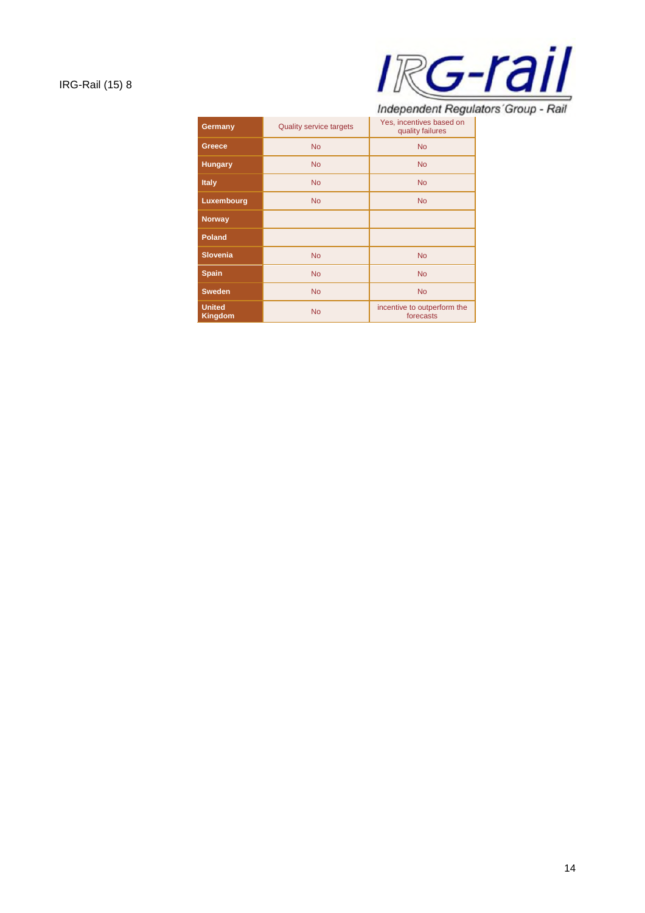| | | |
|---|---|---|
| **Germany** | Quality service targets | Yes, incentives based on quality failures |
| **Greece** | No | No |
| **Hungary** | No | No |
| **Italy** | No | No |
| **Luxembourg** | No | No |
| **Norway** | | |
| **Poland** | | |
| **Slovenia** | No | No |
| **Spain** | No | No |
| **Sweden** | No | No |
| **United Kingdom** | No | incentive to outperform the forecasts |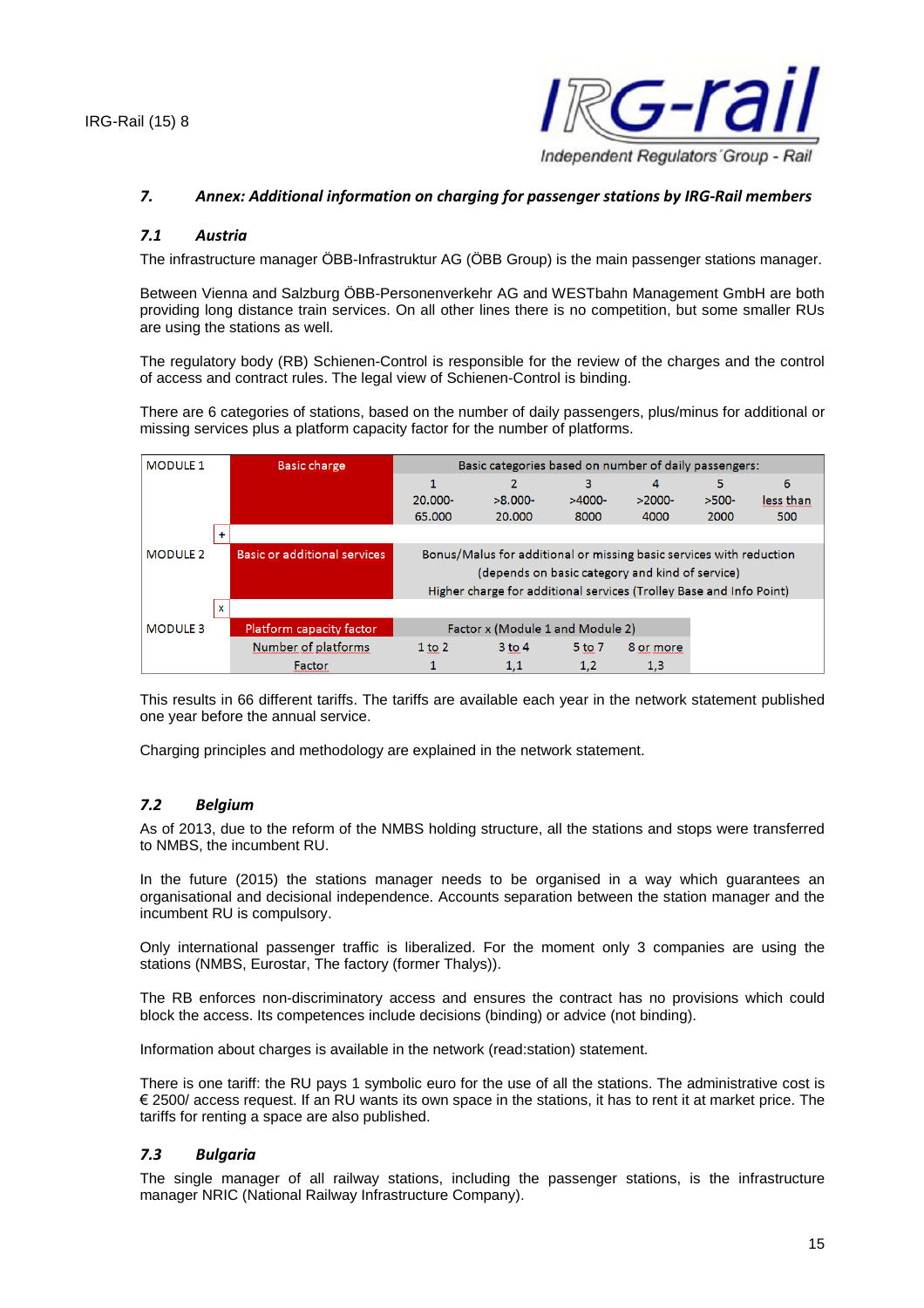## 7. Annex: Additional information on charging for passenger stations by IRG-Rail members

### 7.1 Austria

The infrastructure manager ÖBB-Infrastruktur AG (ÖBB Group) is the main passenger stations manager.

Between Vienna and Salzburg ÖBB-Personenverkehr AG and WESTbahn Management GmbH are both providing long distance train services. On all other lines there is no competition, but some smaller RUs are using the stations as well.

The regulatory body (RB) Schienen-Control is responsible for the review of the charges and the control of access and contract rules. The legal view of Schienen-Control is binding.

There are 6 categories of stations, based on the number of daily passengers, plus/minus for additional or missing services plus a platform capacity factor for the number of platforms.

| MODULE 1 | Basic charge | Basic categories based on number of daily passengers: | | | | | |
|---|---|---|---|---|---|---|---|
| | | 1<br>20.000-<br>65.000 | 2<br>>8.000-<br>20.000 | 3<br>>4000-<br>8000 | 4<br>>2000-<br>4000 | 5<br>>500-<br>2000 | 6<br>less than<br>500 |
| + | | | | | | | |
| MODULE 2 | Basic or additional services | Bonus/Malus for additional or missing basic services with reduction (depends on basic category and kind of service)<br>Higher charge for additional services (Trolley Base and Info Point) | | | | | |
| x | | | | | | | |
| MODULE 3 | Platform capacity factor | Factor x (Module 1 and Module 2) | | | | | |
| | Number of platforms | 1 to 2 | 3 to 4 | 5 to 7 | 8 or more | | |
| | Factor | 1 | 1,1 | 1,2 | 1,3 | | |

This results in 66 different tariffs. The tariffs are available each year in the network statement published one year before the annual service.

Charging principles and methodology are explained in the network statement.

### 7.2 Belgium

As of 2013, due to the reform of the NMBS holding structure, all the stations and stops were transferred to NMBS, the incumbent RU.

In the future (2015) the stations manager needs to be organised in a way which guarantees an organisational and decisional independence. Accounts separation between the station manager and the incumbent RU is compulsory.

Only international passenger traffic is liberalized. For the moment only 3 companies are using the stations (NMBS, Eurostar, The factory (former Thalys)).

The RB enforces non-discriminatory access and ensures the contract has no provisions which could block the access. Its competences include decisions (binding) or advice (not binding).

Information about charges is available in the network (read:station) statement.

There is one tariff: the RU pays 1 symbolic euro for the use of all the stations. The administrative cost is € 2500/ access request. If an RU wants its own space in the stations, it has to rent it at market price. The tariffs for renting a space are also published.

### 7.3 Bulgaria

The single manager of all railway stations, including the passenger stations, is the infrastructure manager NRIC (National Railway Infrastructure Company).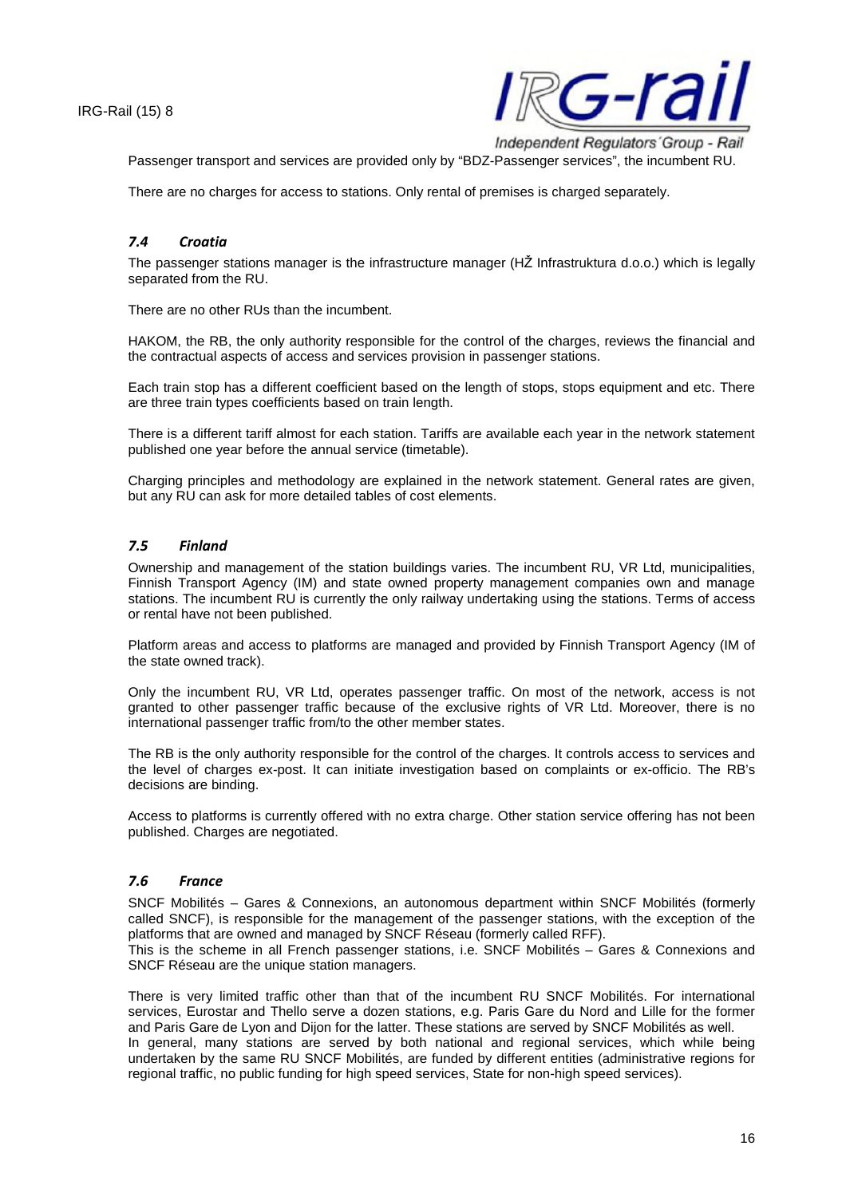Passenger transport and services are provided only by "BDZ-Passenger services", the incumbent RU.

There are no charges for access to stations. Only rental of premises is charged separately.

### *7.4 Croatia*

The passenger stations manager is the infrastructure manager (HŽ Infrastruktura d.o.o.) which is legally separated from the RU.

There are no other RUs than the incumbent.

HAKOM, the RB, the only authority responsible for the control of the charges, reviews the financial and the contractual aspects of access and services provision in passenger stations.

Each train stop has a different coefficient based on the length of stops, stops equipment and etc. There are three train types coefficients based on train length.

There is a different tariff almost for each station. Tariffs are available each year in the network statement published one year before the annual service (timetable).

Charging principles and methodology are explained in the network statement. General rates are given, but any RU can ask for more detailed tables of cost elements.

### *7.5 Finland*

Ownership and management of the station buildings varies. The incumbent RU, VR Ltd, municipalities, Finnish Transport Agency (IM) and state owned property management companies own and manage stations. The incumbent RU is currently the only railway undertaking using the stations. Terms of access or rental have not been published.

Platform areas and access to platforms are managed and provided by Finnish Transport Agency (IM of the state owned track).

Only the incumbent RU, VR Ltd, operates passenger traffic. On most of the network, access is not granted to other passenger traffic because of the exclusive rights of VR Ltd. Moreover, there is no international passenger traffic from/to the other member states.

The RB is the only authority responsible for the control of the charges. It controls access to services and the level of charges ex-post. It can initiate investigation based on complaints or ex-officio. The RB's decisions are binding.

Access to platforms is currently offered with no extra charge. Other station service offering has not been published. Charges are negotiated.

### *7.6 France*

SNCF Mobilités – Gares & Connexions, an autonomous department within SNCF Mobilités (formerly called SNCF), is responsible for the management of the passenger stations, with the exception of the platforms that are owned and managed by SNCF Réseau (formerly called RFF).
This is the scheme in all French passenger stations, i.e. SNCF Mobilités – Gares & Connexions and SNCF Réseau are the unique station managers.

There is very limited traffic other than that of the incumbent RU SNCF Mobilités. For international services, Eurostar and Thello serve a dozen stations, e.g. Paris Gare du Nord and Lille for the former and Paris Gare de Lyon and Dijon for the latter. These stations are served by SNCF Mobilités as well.
In general, many stations are served by both national and regional services, which while being undertaken by the same RU SNCF Mobilités, are funded by different entities (administrative regions for regional traffic, no public funding for high speed services, State for non-high speed services).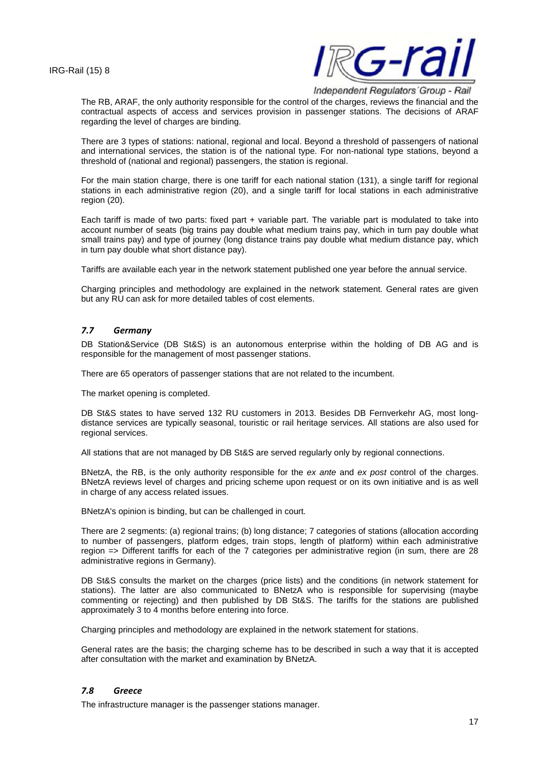The RB, ARAF, the only authority responsible for the control of the charges, reviews the financial and the contractual aspects of access and services provision in passenger stations. The decisions of ARAF regarding the level of charges are binding.

There are 3 types of stations: national, regional and local. Beyond a threshold of passengers of national and international services, the station is of the national type. For non-national type stations, beyond a threshold of (national and regional) passengers, the station is regional.

For the main station charge, there is one tariff for each national station (131), a single tariff for regional stations in each administrative region (20), and a single tariff for local stations in each administrative region (20).

Each tariff is made of two parts: fixed part + variable part. The variable part is modulated to take into account number of seats (big trains pay double what medium trains pay, which in turn pay double what small trains pay) and type of journey (long distance trains pay double what medium distance pay, which in turn pay double what short distance pay).

Tariffs are available each year in the network statement published one year before the annual service.

Charging principles and methodology are explained in the network statement. General rates are given but any RU can ask for more detailed tables of cost elements.

### *7.7 Germany*

DB Station&Service (DB St&S) is an autonomous enterprise within the holding of DB AG and is responsible for the management of most passenger stations.

There are 65 operators of passenger stations that are not related to the incumbent.

The market opening is completed.

DB St&S states to have served 132 RU customers in 2013. Besides DB Fernverkehr AG, most long-distance services are typically seasonal, touristic or rail heritage services. All stations are also used for regional services.

All stations that are not managed by DB St&S are served regularly only by regional connections.

BNetzA, the RB, is the only authority responsible for the *ex ante* and *ex post* control of the charges. BNetzA reviews level of charges and pricing scheme upon request or on its own initiative and is as well in charge of any access related issues.

BNetzA's opinion is binding, but can be challenged in court.

There are 2 segments: (a) regional trains; (b) long distance; 7 categories of stations (allocation according to number of passengers, platform edges, train stops, length of platform) within each administrative region => Different tariffs for each of the 7 categories per administrative region (in sum, there are 28 administrative regions in Germany).

DB St&S consults the market on the charges (price lists) and the conditions (in network statement for stations). The latter are also communicated to BNetzA who is responsible for supervising (maybe commenting or rejecting) and then published by DB St&S. The tariffs for the stations are published approximately 3 to 4 months before entering into force.

Charging principles and methodology are explained in the network statement for stations.

General rates are the basis; the charging scheme has to be described in such a way that it is accepted after consultation with the market and examination by BNetzA.

### *7.8 Greece*

The infrastructure manager is the passenger stations manager.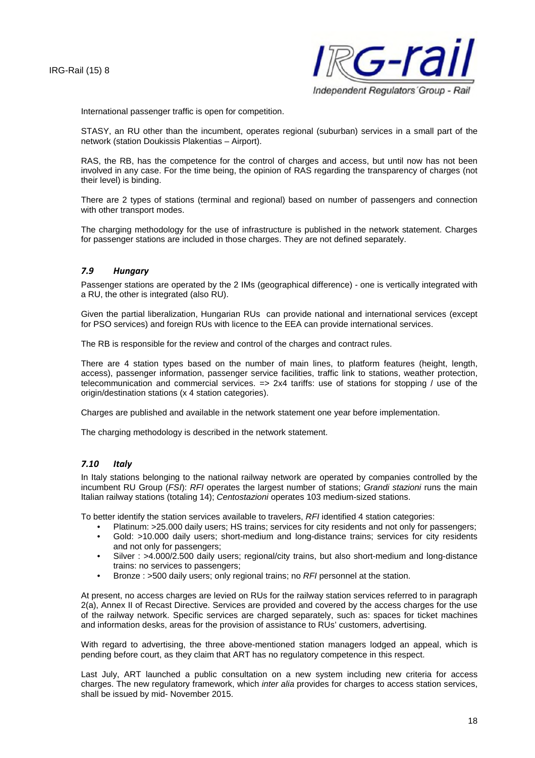International passenger traffic is open for competition.

STASY, an RU other than the incumbent, operates regional (suburban) services in a small part of the network (station Doukissis Plakentias – Airport).

RAS, the RB, has the competence for the control of charges and access, but until now has not been involved in any case. For the time being, the opinion of RAS regarding the transparency of charges (not their level) is binding.

There are 2 types of stations (terminal and regional) based on number of passengers and connection with other transport modes.

The charging methodology for the use of infrastructure is published in the network statement. Charges for passenger stations are included in those charges. They are not defined separately.

### *7.9 Hungary*

Passenger stations are operated by the 2 IMs (geographical difference) - one is vertically integrated with a RU, the other is integrated (also RU).

Given the partial liberalization, Hungarian RUs can provide national and international services (except for PSO services) and foreign RUs with licence to the EEA can provide international services.

The RB is responsible for the review and control of the charges and contract rules.

There are 4 station types based on the number of main lines, to platform features (height, length, access), passenger information, passenger service facilities, traffic link to stations, weather protection, telecommunication and commercial services. => 2x4 tariffs: use of stations for stopping / use of the origin/destination stations (x 4 station categories).

Charges are published and available in the network statement one year before implementation.

The charging methodology is described in the network statement.

### *7.10 Italy*

In Italy stations belonging to the national railway network are operated by companies controlled by the incumbent RU Group (*FSI*): *RFI* operates the largest number of stations; *Grandi stazioni* runs the main Italian railway stations (totaling 14); *Centostazioni* operates 103 medium-sized stations.

To better identify the station services available to travelers, *RFI* identified 4 station categories:

- Platinum: >25.000 daily users; HS trains; services for city residents and not only for passengers;
- Gold: >10.000 daily users; short-medium and long-distance trains; services for city residents and not only for passengers;
- Silver : >4.000/2.500 daily users; regional/city trains, but also short-medium and long-distance trains: no services to passengers;
- Bronze : >500 daily users; only regional trains; no *RFI* personnel at the station.

At present, no access charges are levied on RUs for the railway station services referred to in paragraph 2(a), Annex II of Recast Directive. Services are provided and covered by the access charges for the use of the railway network. Specific services are charged separately, such as: spaces for ticket machines and information desks, areas for the provision of assistance to RUs' customers, advertising.

With regard to advertising, the three above-mentioned station managers lodged an appeal, which is pending before court, as they claim that ART has no regulatory competence in this respect.

Last July, ART launched a public consultation on a new system including new criteria for access charges. The new regulatory framework, which *inter alia* provides for charges to access station services, shall be issued by mid- November 2015.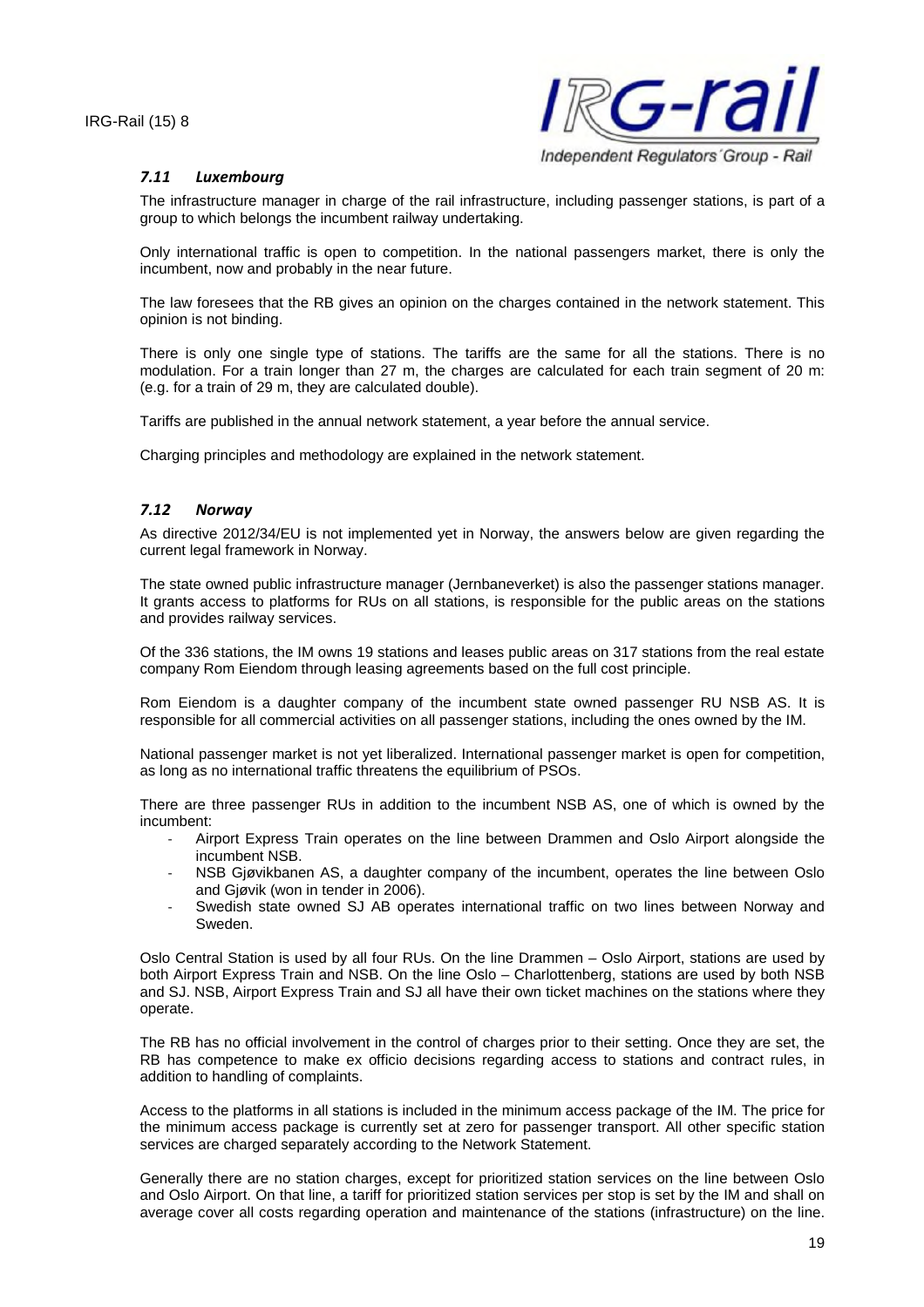### *7.11 Luxembourg*

The infrastructure manager in charge of the rail infrastructure, including passenger stations, is part of a group to which belongs the incumbent railway undertaking.

Only international traffic is open to competition. In the national passengers market, there is only the incumbent, now and probably in the near future.

The law foresees that the RB gives an opinion on the charges contained in the network statement. This opinion is not binding.

There is only one single type of stations. The tariffs are the same for all the stations. There is no modulation. For a train longer than 27 m, the charges are calculated for each train segment of 20 m: (e.g. for a train of 29 m, they are calculated double).

Tariffs are published in the annual network statement, a year before the annual service.

Charging principles and methodology are explained in the network statement.

### *7.12 Norway*

As directive 2012/34/EU is not implemented yet in Norway, the answers below are given regarding the current legal framework in Norway.

The state owned public infrastructure manager (Jernbaneverket) is also the passenger stations manager. It grants access to platforms for RUs on all stations, is responsible for the public areas on the stations and provides railway services.

Of the 336 stations, the IM owns 19 stations and leases public areas on 317 stations from the real estate company Rom Eiendom through leasing agreements based on the full cost principle.

Rom Eiendom is a daughter company of the incumbent state owned passenger RU NSB AS. It is responsible for all commercial activities on all passenger stations, including the ones owned by the IM.

National passenger market is not yet liberalized. International passenger market is open for competition, as long as no international traffic threatens the equilibrium of PSOs.

There are three passenger RUs in addition to the incumbent NSB AS, one of which is owned by the incumbent:

- Airport Express Train operates on the line between Drammen and Oslo Airport alongside the incumbent NSB.
- NSB Gjøvikbanen AS, a daughter company of the incumbent, operates the line between Oslo and Gjøvik (won in tender in 2006).
- Swedish state owned SJ AB operates international traffic on two lines between Norway and Sweden.

Oslo Central Station is used by all four RUs. On the line Drammen – Oslo Airport, stations are used by both Airport Express Train and NSB. On the line Oslo – Charlottenberg, stations are used by both NSB and SJ. NSB, Airport Express Train and SJ all have their own ticket machines on the stations where they operate.

The RB has no official involvement in the control of charges prior to their setting. Once they are set, the RB has competence to make ex officio decisions regarding access to stations and contract rules, in addition to handling of complaints.

Access to the platforms in all stations is included in the minimum access package of the IM. The price for the minimum access package is currently set at zero for passenger transport. All other specific station services are charged separately according to the Network Statement.

Generally there are no station charges, except for prioritized station services on the line between Oslo and Oslo Airport. On that line, a tariff for prioritized station services per stop is set by the IM and shall on average cover all costs regarding operation and maintenance of the stations (infrastructure) on the line.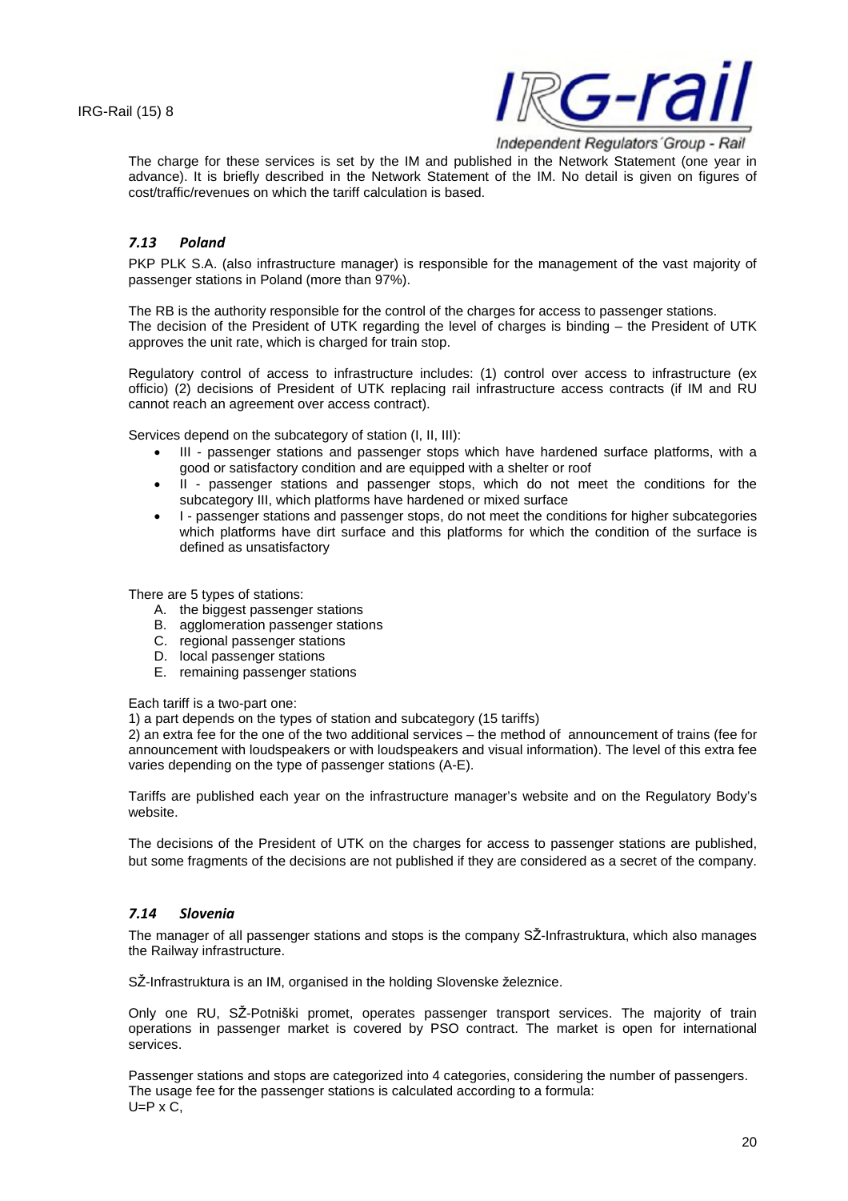The charge for these services is set by the IM and published in the Network Statement (one year in advance). It is briefly described in the Network Statement of the IM. No detail is given on figures of cost/traffic/revenues on which the tariff calculation is based.

### *7.13 Poland*

PKP PLK S.A. (also infrastructure manager) is responsible for the management of the vast majority of passenger stations in Poland (more than 97%).

The RB is the authority responsible for the control of the charges for access to passenger stations. The decision of the President of UTK regarding the level of charges is binding – the President of UTK approves the unit rate, which is charged for train stop.

Regulatory control of access to infrastructure includes: (1) control over access to infrastructure (ex officio) (2) decisions of President of UTK replacing rail infrastructure access contracts (if IM and RU cannot reach an agreement over access contract).

Services depend on the subcategory of station (I, II, III):

- III - passenger stations and passenger stops which have hardened surface platforms, with a good or satisfactory condition and are equipped with a shelter or roof
- II - passenger stations and passenger stops, which do not meet the conditions for the subcategory III, which platforms have hardened or mixed surface
- I - passenger stations and passenger stops, do not meet the conditions for higher subcategories which platforms have dirt surface and this platforms for which the condition of the surface is defined as unsatisfactory

There are 5 types of stations:

A. the biggest passenger stations
B. agglomeration passenger stations
C. regional passenger stations
D. local passenger stations
E. remaining passenger stations

Each tariff is a two-part one:

1) a part depends on the types of station and subcategory (15 tariffs)

2) an extra fee for the one of the two additional services – the method of announcement of trains (fee for announcement with loudspeakers or with loudspeakers and visual information). The level of this extra fee varies depending on the type of passenger stations (A-E).

Tariffs are published each year on the infrastructure manager's website and on the Regulatory Body's website.

The decisions of the President of UTK on the charges for access to passenger stations are published, but some fragments of the decisions are not published if they are considered as a secret of the company.

### *7.14 Slovenia*

The manager of all passenger stations and stops is the company SŽ-Infrastruktura, which also manages the Railway infrastructure.

SŽ-Infrastruktura is an IM, organised in the holding Slovenske železnice.

Only one RU, SŽ-Potniški promet, operates passenger transport services. The majority of train operations in passenger market is covered by PSO contract. The market is open for international services.

Passenger stations and stops are categorized into 4 categories, considering the number of passengers. The usage fee for the passenger stations is calculated according to a formula:

$U=P \times C$,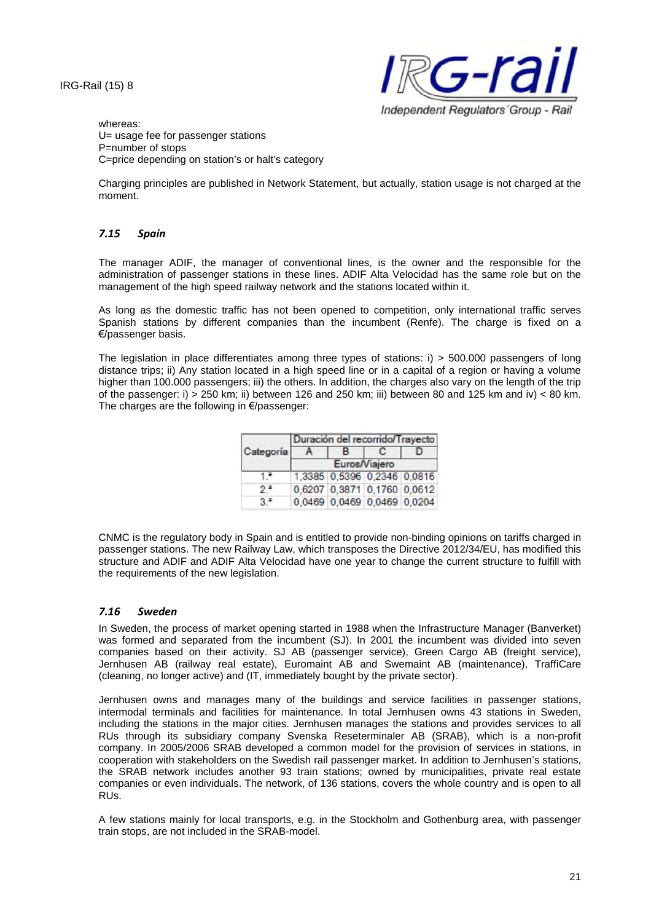whereas:
U= usage fee for passenger stations
P=number of stops
C=price depending on station's or halt's category

Charging principles are published in Network Statement, but actually, station usage is not charged at the moment.

### *7.15 Spain*

The manager ADIF, the manager of conventional lines, is the owner and the responsible for the administration of passenger stations in these lines. ADIF Alta Velocidad has the same role but on the management of the high speed railway network and the stations located within it.

As long as the domestic traffic has not been opened to competition, only international traffic serves Spanish stations by different companies than the incumbent (Renfe). The charge is fixed on a €/passenger basis.

The legislation in place differentiates among three types of stations: i) > 500.000 passengers of long distance trips; ii) Any station located in a high speed line or in a capital of a region or having a volume higher than 100.000 passengers; iii) the others. In addition, the charges also vary on the length of the trip of the passenger: i) > 250 km; ii) between 126 and 250 km; iii) between 80 and 125 km and iv) < 80 km. The charges are the following in €/passenger:

| Categoría | Duración del recorrido/Trayecto | | | |
|---|---|---|---|---|
| | A | B | C | D |
| | Euros/Viajero | | | |
| 1.ª | 1,3385 | 0,5396 | 0,2346 | 0,0816 |
| 2.ª | 0,6207 | 0,3871 | 0,1760 | 0,0612 |
| 3.ª | 0,0469 | 0,0469 | 0,0469 | 0,0204 |

CNMC is the regulatory body in Spain and is entitled to provide non-binding opinions on tariffs charged in passenger stations. The new Railway Law, which transposes the Directive 2012/34/EU, has modified this structure and ADIF and ADIF Alta Velocidad have one year to change the current structure to fulfill with the requirements of the new legislation.

### *7.16 Sweden*

In Sweden, the process of market opening started in 1988 when the Infrastructure Manager (Banverket) was formed and separated from the incumbent (SJ). In 2001 the incumbent was divided into seven companies based on their activity. SJ AB (passenger service), Green Cargo AB (freight service), Jernhusen AB (railway real estate), Euromaint AB and Swemaint AB (maintenance), TraffiCare (cleaning, no longer active) and (IT, immediately bought by the private sector).

Jernhusen owns and manages many of the buildings and service facilities in passenger stations, intermodal terminals and facilities for maintenance. In total Jernhusen owns 43 stations in Sweden, including the stations in the major cities. Jernhusen manages the stations and provides services to all RUs through its subsidiary company Svenska Reseterminaler AB (SRAB), which is a non-profit company. In 2005/2006 SRAB developed a common model for the provision of services in stations, in cooperation with stakeholders on the Swedish rail passenger market. In addition to Jernhusen's stations, the SRAB network includes another 93 train stations; owned by municipalities, private real estate companies or even individuals. The network, of 136 stations, covers the whole country and is open to all RUs.

A few stations mainly for local transports, e.g. in the Stockholm and Gothenburg area, with passenger train stops, are not included in the SRAB-model.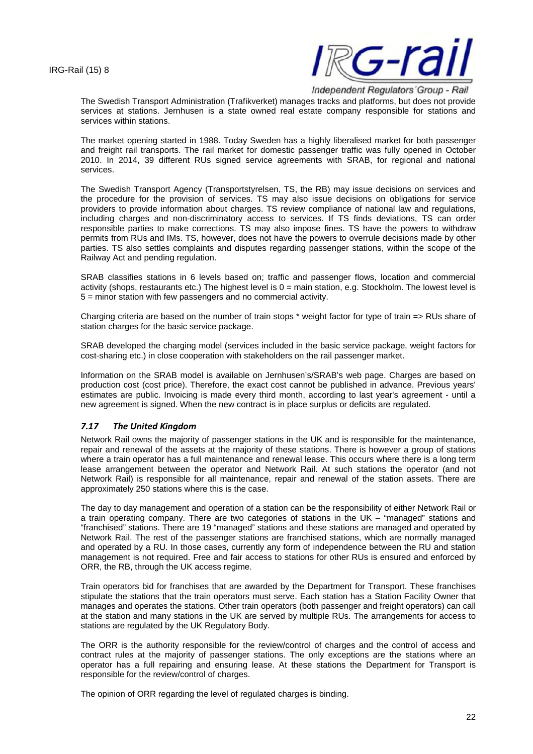The Swedish Transport Administration (Trafikverket) manages tracks and platforms, but does not provide services at stations. Jernhusen is a state owned real estate company responsible for stations and services within stations.

The market opening started in 1988. Today Sweden has a highly liberalised market for both passenger and freight rail transports. The rail market for domestic passenger traffic was fully opened in October 2010. In 2014, 39 different RUs signed service agreements with SRAB, for regional and national services.

The Swedish Transport Agency (Transportstyrelsen, TS, the RB) may issue decisions on services and the procedure for the provision of services. TS may also issue decisions on obligations for service providers to provide information about charges. TS review compliance of national law and regulations, including charges and non-discriminatory access to services. If TS finds deviations, TS can order responsible parties to make corrections. TS may also impose fines. TS have the powers to withdraw permits from RUs and IMs. TS, however, does not have the powers to overrule decisions made by other parties. TS also settles complaints and disputes regarding passenger stations, within the scope of the Railway Act and pending regulation.

SRAB classifies stations in 6 levels based on; traffic and passenger flows, location and commercial activity (shops, restaurants etc.) The highest level is 0 = main station, e.g. Stockholm. The lowest level is 5 = minor station with few passengers and no commercial activity.

Charging criteria are based on the number of train stops * weight factor for type of train => RUs share of station charges for the basic service package.

SRAB developed the charging model (services included in the basic service package, weight factors for cost-sharing etc.) in close cooperation with stakeholders on the rail passenger market.

Information on the SRAB model is available on Jernhusen's/SRAB's web page. Charges are based on production cost (cost price). Therefore, the exact cost cannot be published in advance. Previous years' estimates are public. Invoicing is made every third month, according to last year's agreement - until a new agreement is signed. When the new contract is in place surplus or deficits are regulated.

### *7.17 The United Kingdom*

Network Rail owns the majority of passenger stations in the UK and is responsible for the maintenance, repair and renewal of the assets at the majority of these stations. There is however a group of stations where a train operator has a full maintenance and renewal lease. This occurs where there is a long term lease arrangement between the operator and Network Rail. At such stations the operator (and not Network Rail) is responsible for all maintenance, repair and renewal of the station assets. There are approximately 250 stations where this is the case.

The day to day management and operation of a station can be the responsibility of either Network Rail or a train operating company. There are two categories of stations in the UK – "managed" stations and "franchised" stations. There are 19 "managed" stations and these stations are managed and operated by Network Rail. The rest of the passenger stations are franchised stations, which are normally managed and operated by a RU. In those cases, currently any form of independence between the RU and station management is not required. Free and fair access to stations for other RUs is ensured and enforced by ORR, the RB, through the UK access regime.

Train operators bid for franchises that are awarded by the Department for Transport. These franchises stipulate the stations that the train operators must serve. Each station has a Station Facility Owner that manages and operates the stations. Other train operators (both passenger and freight operators) can call at the station and many stations in the UK are served by multiple RUs. The arrangements for access to stations are regulated by the UK Regulatory Body.

The ORR is the authority responsible for the review/control of charges and the control of access and contract rules at the majority of passenger stations. The only exceptions are the stations where an operator has a full repairing and ensuring lease. At these stations the Department for Transport is responsible for the review/control of charges.

The opinion of ORR regarding the level of regulated charges is binding.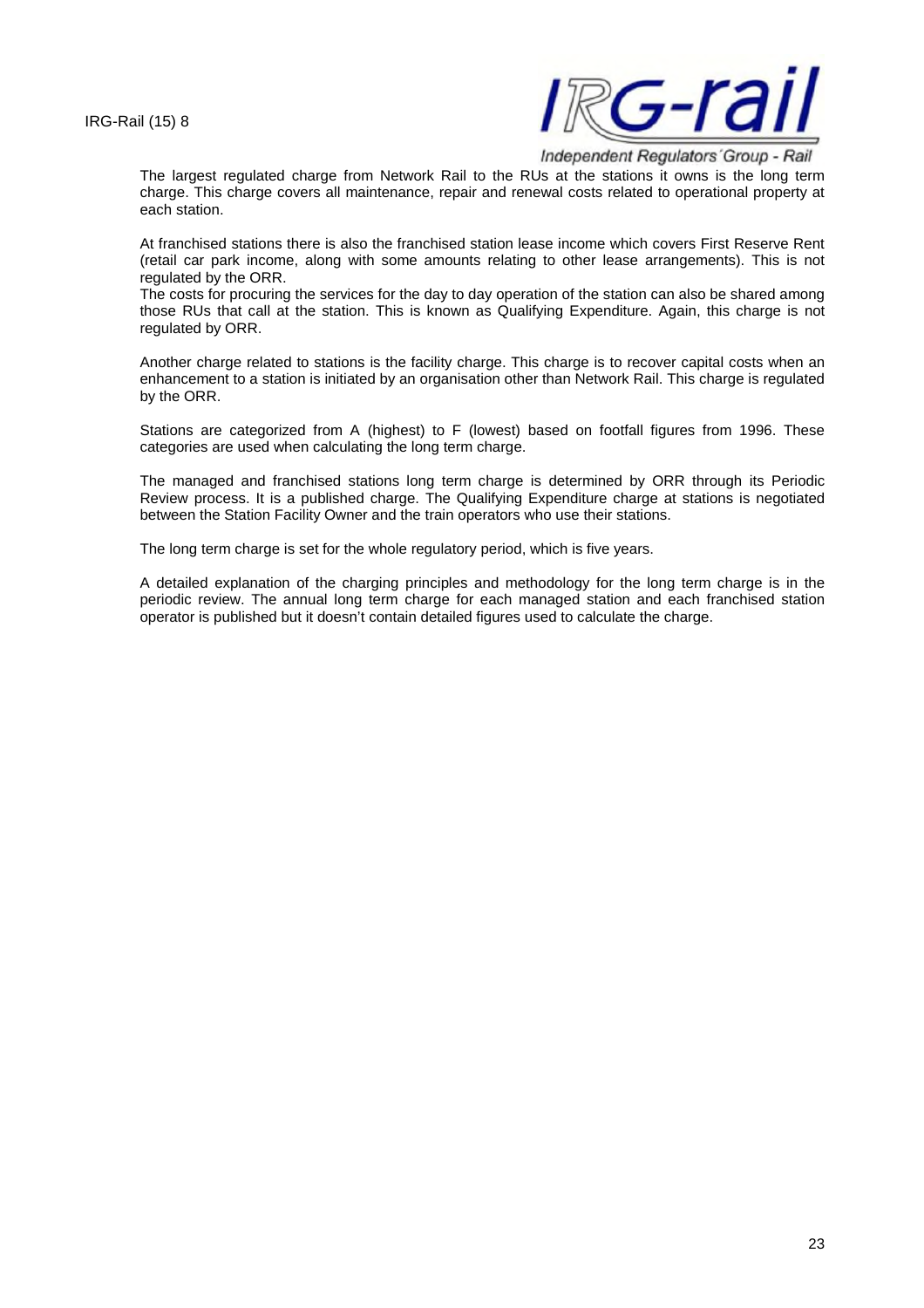The largest regulated charge from Network Rail to the RUs at the stations it owns is the long term charge. This charge covers all maintenance, repair and renewal costs related to operational property at each station.

At franchised stations there is also the franchised station lease income which covers First Reserve Rent (retail car park income, along with some amounts relating to other lease arrangements). This is not regulated by the ORR.
The costs for procuring the services for the day to day operation of the station can also be shared among those RUs that call at the station. This is known as Qualifying Expenditure. Again, this charge is not regulated by ORR.

Another charge related to stations is the facility charge. This charge is to recover capital costs when an enhancement to a station is initiated by an organisation other than Network Rail. This charge is regulated by the ORR.

Stations are categorized from A (highest) to F (lowest) based on footfall figures from 1996. These categories are used when calculating the long term charge.

The managed and franchised stations long term charge is determined by ORR through its Periodic Review process. It is a published charge. The Qualifying Expenditure charge at stations is negotiated between the Station Facility Owner and the train operators who use their stations.

The long term charge is set for the whole regulatory period, which is five years.

A detailed explanation of the charging principles and methodology for the long term charge is in the periodic review. The annual long term charge for each managed station and each franchised station operator is published but it doesn't contain detailed figures used to calculate the charge.